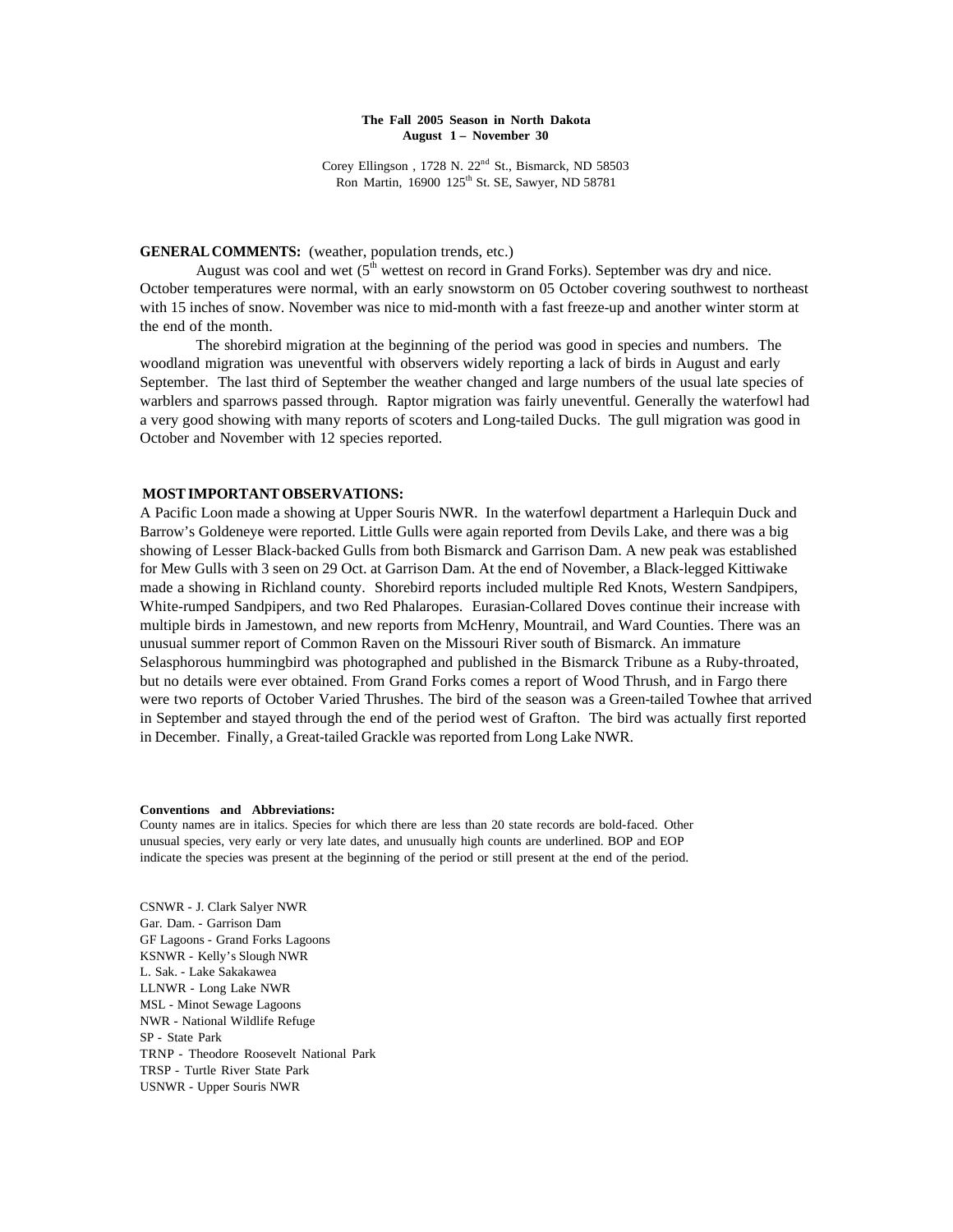**The Fall 2005 Season in North Dakota**
**August 1 – November 30**

Corey Ellingson , 1728 N. 22nd St., Bismarck, ND 58503
Ron Martin, 16900 125th St. SE, Sawyer, ND 58781

**GENERAL COMMENTS:** (weather, population trends, etc.)

August was cool and wet (5th wettest on record in Grand Forks). September was dry and nice. October temperatures were normal, with an early snowstorm on 05 October covering southwest to northeast with 15 inches of snow. November was nice to mid-month with a fast freeze-up and another winter storm at the end of the month.

The shorebird migration at the beginning of the period was good in species and numbers. The woodland migration was uneventful with observers widely reporting a lack of birds in August and early September. The last third of September the weather changed and large numbers of the usual late species of warblers and sparrows passed through. Raptor migration was fairly uneventful. Generally the waterfowl had a very good showing with many reports of scoters and Long-tailed Ducks. The gull migration was good in October and November with 12 species reported.

**MOST IMPORTANT OBSERVATIONS:**

A Pacific Loon made a showing at Upper Souris NWR. In the waterfowl department a Harlequin Duck and Barrow's Goldeneye were reported. Little Gulls were again reported from Devils Lake, and there was a big showing of Lesser Black-backed Gulls from both Bismarck and Garrison Dam. A new peak was established for Mew Gulls with 3 seen on 29 Oct. at Garrison Dam. At the end of November, a Black-legged Kittiwake made a showing in Richland county. Shorebird reports included multiple Red Knots, Western Sandpipers, White-rumped Sandpipers, and two Red Phalaropes. Eurasian-Collared Doves continue their increase with multiple birds in Jamestown, and new reports from McHenry, Mountrail, and Ward Counties. There was an unusual summer report of Common Raven on the Missouri River south of Bismarck. An immature Selasphorous hummingbird was photographed and published in the Bismarck Tribune as a Ruby-throated, but no details were ever obtained. From Grand Forks comes a report of Wood Thrush, and in Fargo there were two reports of October Varied Thrushes. The bird of the season was a Green-tailed Towhee that arrived in September and stayed through the end of the period west of Grafton. The bird was actually first reported in December. Finally, a Great-tailed Grackle was reported from Long Lake NWR.

**Conventions and Abbreviations:**

County names are in italics. Species for which there are less than 20 state records are bold-faced. Other unusual species, very early or very late dates, and unusually high counts are underlined. BOP and EOP indicate the species was present at the beginning of the period or still present at the end of the period.

CSNWR - J. Clark Salyer NWR
Gar. Dam. - Garrison Dam
GF Lagoons - Grand Forks Lagoons
KSNWR - Kelly's Slough NWR
L. Sak. - Lake Sakakawea
LLNWR - Long Lake NWR
MSL - Minot Sewage Lagoons
NWR - National Wildlife Refuge
SP - State Park
TRNP - Theodore Roosevelt National Park
TRSP - Turtle River State Park
USNWR - Upper Souris NWR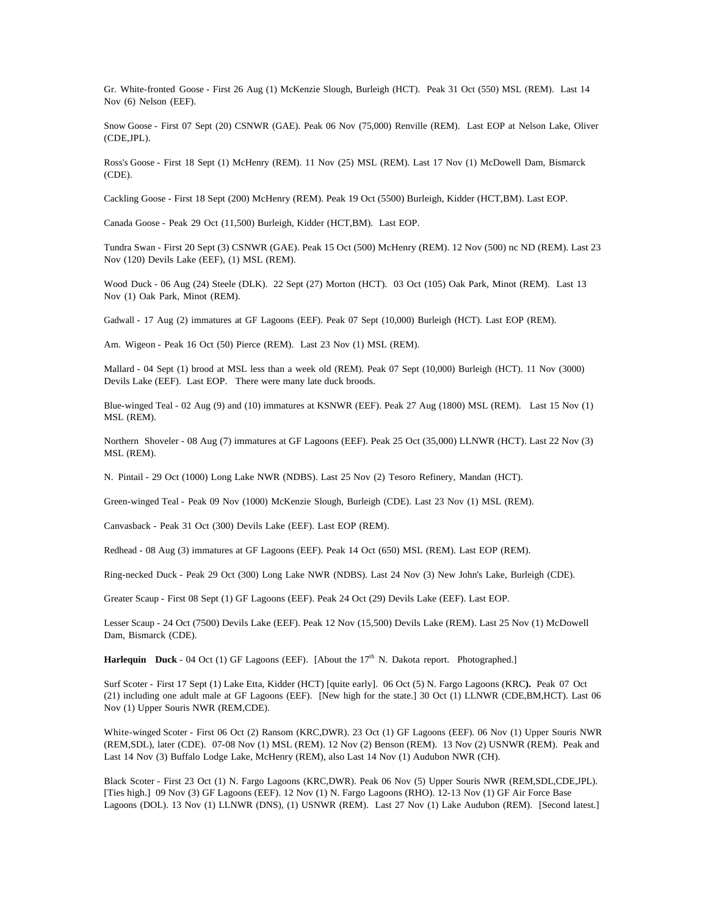Gr. White-fronted Goose - First 26 Aug (1) McKenzie Slough, Burleigh (HCT). Peak 31 Oct (550) MSL (REM). Last 14 Nov (6) Nelson (EEF).

Snow Goose - First 07 Sept (20) CSNWR (GAE). Peak 06 Nov (75,000) Renville (REM). Last EOP at Nelson Lake, Oliver (CDE,JPL).

Ross's Goose - First 18 Sept (1) McHenry (REM). 11 Nov (25) MSL (REM). Last 17 Nov (1) McDowell Dam, Bismarck (CDE).

Cackling Goose - First 18 Sept (200) McHenry (REM). Peak 19 Oct (5500) Burleigh, Kidder (HCT,BM). Last EOP.

Canada Goose - Peak 29 Oct (11,500) Burleigh, Kidder (HCT,BM). Last EOP.

Tundra Swan - First 20 Sept (3) CSNWR (GAE). Peak 15 Oct (500) McHenry (REM). 12 Nov (500) nc ND (REM). Last 23 Nov (120) Devils Lake (EEF), (1) MSL (REM).

Wood Duck - 06 Aug (24) Steele (DLK). 22 Sept (27) Morton (HCT). 03 Oct (105) Oak Park, Minot (REM). Last 13 Nov (1) Oak Park, Minot (REM).

Gadwall - 17 Aug (2) immatures at GF Lagoons (EEF). Peak 07 Sept (10,000) Burleigh (HCT). Last EOP (REM).

Am. Wigeon - Peak 16 Oct (50) Pierce (REM). Last 23 Nov (1) MSL (REM).

Mallard - 04 Sept (1) brood at MSL less than a week old (REM). Peak 07 Sept (10,000) Burleigh (HCT). 11 Nov (3000) Devils Lake (EEF). Last EOP. There were many late duck broods.

Blue-winged Teal - 02 Aug (9) and (10) immatures at KSNWR (EEF). Peak 27 Aug (1800) MSL (REM). Last 15 Nov (1) MSL (REM).

Northern Shoveler - 08 Aug (7) immatures at GF Lagoons (EEF). Peak 25 Oct (35,000) LLNWR (HCT). Last 22 Nov (3) MSL (REM).

N. Pintail - 29 Oct (1000) Long Lake NWR (NDBS). Last 25 Nov (2) Tesoro Refinery, Mandan (HCT).

Green-winged Teal - Peak 09 Nov (1000) McKenzie Slough, Burleigh (CDE). Last 23 Nov (1) MSL (REM).

Canvasback - Peak 31 Oct (300) Devils Lake (EEF). Last EOP (REM).

Redhead - 08 Aug (3) immatures at GF Lagoons (EEF). Peak 14 Oct (650) MSL (REM). Last EOP (REM).

Ring-necked Duck - Peak 29 Oct (300) Long Lake NWR (NDBS). Last 24 Nov (3) New John's Lake, Burleigh (CDE).

Greater Scaup - First 08 Sept (1) GF Lagoons (EEF). Peak 24 Oct (29) Devils Lake (EEF). Last EOP.

Lesser Scaup - 24 Oct (7500) Devils Lake (EEF). Peak 12 Nov (15,500) Devils Lake (REM). Last 25 Nov (1) McDowell Dam, Bismarck (CDE).

**Harlequin Duck** - 04 Oct (1) GF Lagoons (EEF). [About the 17th N. Dakota report. Photographed.]

Surf Scoter - First 17 Sept (1) Lake Etta, Kidder (HCT) [quite early]. 06 Oct (5) N. Fargo Lagoons (KRC). Peak 07 Oct (21) including one adult male at GF Lagoons (EEF). [New high for the state.] 30 Oct (1) LLNWR (CDE,BM,HCT). Last 06 Nov (1) Upper Souris NWR (REM,CDE).

White-winged Scoter - First 06 Oct (2) Ransom (KRC,DWR). 23 Oct (1) GF Lagoons (EEF). 06 Nov (1) Upper Souris NWR (REM,SDL), later (CDE). 07-08 Nov (1) MSL (REM). 12 Nov (2) Benson (REM). 13 Nov (2) USNWR (REM). Peak and Last 14 Nov (3) Buffalo Lodge Lake, McHenry (REM), also Last 14 Nov (1) Audubon NWR (CH).

Black Scoter - First 23 Oct (1) N. Fargo Lagoons (KRC,DWR). Peak 06 Nov (5) Upper Souris NWR (REM,SDL,CDE,JPL). [Ties high.] 09 Nov (3) GF Lagoons (EEF). 12 Nov (1) N. Fargo Lagoons (RHO). 12-13 Nov (1) GF Air Force Base Lagoons (DOL). 13 Nov (1) LLNWR (DNS), (1) USNWR (REM). Last 27 Nov (1) Lake Audubon (REM). [Second latest.]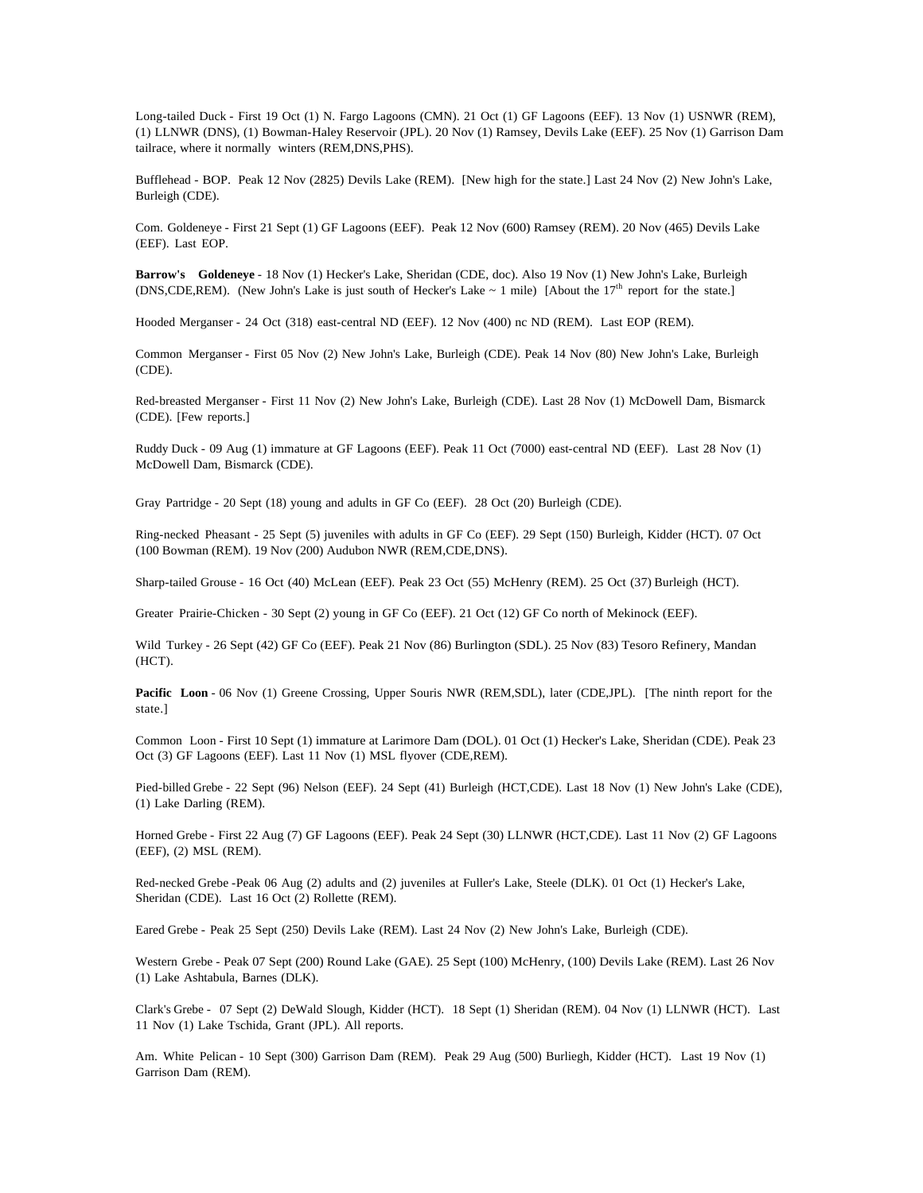Long-tailed Duck - First 19 Oct (1) N. Fargo Lagoons (CMN). 21 Oct (1) GF Lagoons (EEF). 13 Nov (1) USNWR (REM), (1) LLNWR (DNS), (1) Bowman-Haley Reservoir (JPL). 20 Nov (1) Ramsey, Devils Lake (EEF). 25 Nov (1) Garrison Dam tailrace, where it normally winters (REM,DNS,PHS).

Bufflehead - BOP. Peak 12 Nov (2825) Devils Lake (REM). [New high for the state.] Last 24 Nov (2) New John's Lake, Burleigh (CDE).

Com. Goldeneye - First 21 Sept (1) GF Lagoons (EEF). Peak 12 Nov (600) Ramsey (REM). 20 Nov (465) Devils Lake (EEF). Last EOP.

**Barrow's Goldeneye** - 18 Nov (1) Hecker's Lake, Sheridan (CDE, doc). Also 19 Nov (1) New John's Lake, Burleigh (DNS,CDE,REM). (New John's Lake is just south of Hecker's Lake ~ 1 mile) [About the 17th report for the state.]

Hooded Merganser - 24 Oct (318) east-central ND (EEF). 12 Nov (400) nc ND (REM). Last EOP (REM).

Common Merganser - First 05 Nov (2) New John's Lake, Burleigh (CDE). Peak 14 Nov (80) New John's Lake, Burleigh (CDE).

Red-breasted Merganser - First 11 Nov (2) New John's Lake, Burleigh (CDE). Last 28 Nov (1) McDowell Dam, Bismarck (CDE). [Few reports.]

Ruddy Duck - 09 Aug (1) immature at GF Lagoons (EEF). Peak 11 Oct (7000) east-central ND (EEF). Last 28 Nov (1) McDowell Dam, Bismarck (CDE).

Gray Partridge - 20 Sept (18) young and adults in GF Co (EEF). 28 Oct (20) Burleigh (CDE).

Ring-necked Pheasant - 25 Sept (5) juveniles with adults in GF Co (EEF). 29 Sept (150) Burleigh, Kidder (HCT). 07 Oct (100 Bowman (REM). 19 Nov (200) Audubon NWR (REM,CDE,DNS).

Sharp-tailed Grouse - 16 Oct (40) McLean (EEF). Peak 23 Oct (55) McHenry (REM). 25 Oct (37) Burleigh (HCT).

Greater Prairie-Chicken - 30 Sept (2) young in GF Co (EEF). 21 Oct (12) GF Co north of Mekinock (EEF).

Wild Turkey - 26 Sept (42) GF Co (EEF). Peak 21 Nov (86) Burlington (SDL). 25 Nov (83) Tesoro Refinery, Mandan (HCT).

**Pacific Loon** - 06 Nov (1) Greene Crossing, Upper Souris NWR (REM,SDL), later (CDE,JPL). [The ninth report for the state.]

Common Loon - First 10 Sept (1) immature at Larimore Dam (DOL). 01 Oct (1) Hecker's Lake, Sheridan (CDE). Peak 23 Oct (3) GF Lagoons (EEF). Last 11 Nov (1) MSL flyover (CDE,REM).

Pied-billed Grebe - 22 Sept (96) Nelson (EEF). 24 Sept (41) Burleigh (HCT,CDE). Last 18 Nov (1) New John's Lake (CDE), (1) Lake Darling (REM).

Horned Grebe - First 22 Aug (7) GF Lagoons (EEF). Peak 24 Sept (30) LLNWR (HCT,CDE). Last 11 Nov (2) GF Lagoons (EEF), (2) MSL (REM).

Red-necked Grebe -Peak 06 Aug (2) adults and (2) juveniles at Fuller's Lake, Steele (DLK). 01 Oct (1) Hecker's Lake, Sheridan (CDE). Last 16 Oct (2) Rollette (REM).

Eared Grebe - Peak 25 Sept (250) Devils Lake (REM). Last 24 Nov (2) New John's Lake, Burleigh (CDE).

Western Grebe - Peak 07 Sept (200) Round Lake (GAE). 25 Sept (100) McHenry, (100) Devils Lake (REM). Last 26 Nov (1) Lake Ashtabula, Barnes (DLK).

Clark's Grebe - 07 Sept (2) DeWald Slough, Kidder (HCT). 18 Sept (1) Sheridan (REM). 04 Nov (1) LLNWR (HCT). Last 11 Nov (1) Lake Tschida, Grant (JPL). All reports.

Am. White Pelican - 10 Sept (300) Garrison Dam (REM). Peak 29 Aug (500) Burliegh, Kidder (HCT). Last 19 Nov (1) Garrison Dam (REM).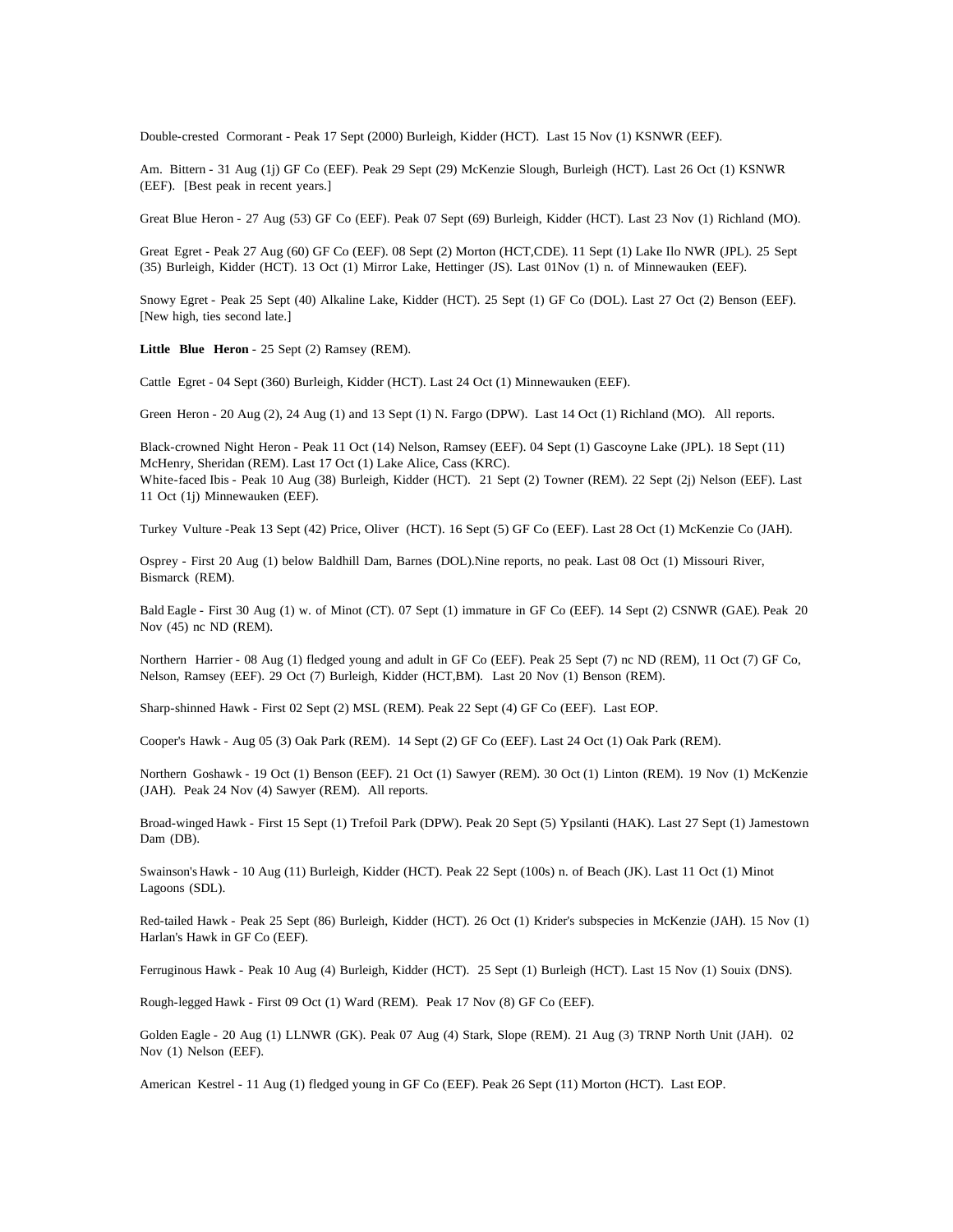Double-crested Cormorant - Peak 17 Sept (2000) Burleigh, Kidder (HCT). Last 15 Nov (1) KSNWR (EEF).

Am. Bittern - 31 Aug (1j) GF Co (EEF). Peak 29 Sept (29) McKenzie Slough, Burleigh (HCT). Last 26 Oct (1) KSNWR (EEF). [Best peak in recent years.]

Great Blue Heron - 27 Aug (53) GF Co (EEF). Peak 07 Sept (69) Burleigh, Kidder (HCT). Last 23 Nov (1) Richland (MO).

Great Egret - Peak 27 Aug (60) GF Co (EEF). 08 Sept (2) Morton (HCT,CDE). 11 Sept (1) Lake Ilo NWR (JPL). 25 Sept (35) Burleigh, Kidder (HCT). 13 Oct (1) Mirror Lake, Hettinger (JS). Last 01Nov (1) n. of Minnewauken (EEF).

Snowy Egret - Peak 25 Sept (40) Alkaline Lake, Kidder (HCT). 25 Sept (1) GF Co (DOL). Last 27 Oct (2) Benson (EEF). [New high, ties second late.]

**Little Blue Heron** - 25 Sept (2) Ramsey (REM).

Cattle Egret - 04 Sept (360) Burleigh, Kidder (HCT). Last 24 Oct (1) Minnewauken (EEF).

Green Heron - 20 Aug (2), 24 Aug (1) and 13 Sept (1) N. Fargo (DPW). Last 14 Oct (1) Richland (MO). All reports.

Black-crowned Night Heron - Peak 11 Oct (14) Nelson, Ramsey (EEF). 04 Sept (1) Gascoyne Lake (JPL). 18 Sept (11) McHenry, Sheridan (REM). Last 17 Oct (1) Lake Alice, Cass (KRC).
White-faced Ibis - Peak 10 Aug (38) Burleigh, Kidder (HCT). 21 Sept (2) Towner (REM). 22 Sept (2j) Nelson (EEF). Last 11 Oct (1j) Minnewauken (EEF).

Turkey Vulture -Peak 13 Sept (42) Price, Oliver (HCT). 16 Sept (5) GF Co (EEF). Last 28 Oct (1) McKenzie Co (JAH).

Osprey - First 20 Aug (1) below Baldhill Dam, Barnes (DOL).Nine reports, no peak. Last 08 Oct (1) Missouri River, Bismarck (REM).

Bald Eagle - First 30 Aug (1) w. of Minot (CT). 07 Sept (1) immature in GF Co (EEF). 14 Sept (2) CSNWR (GAE). Peak 20 Nov (45) nc ND (REM).

Northern Harrier - 08 Aug (1) fledged young and adult in GF Co (EEF). Peak 25 Sept (7) nc ND (REM), 11 Oct (7) GF Co, Nelson, Ramsey (EEF). 29 Oct (7) Burleigh, Kidder (HCT,BM). Last 20 Nov (1) Benson (REM).

Sharp-shinned Hawk - First 02 Sept (2) MSL (REM). Peak 22 Sept (4) GF Co (EEF). Last EOP.

Cooper's Hawk - Aug 05 (3) Oak Park (REM). 14 Sept (2) GF Co (EEF). Last 24 Oct (1) Oak Park (REM).

Northern Goshawk - 19 Oct (1) Benson (EEF). 21 Oct (1) Sawyer (REM). 30 Oct (1) Linton (REM). 19 Nov (1) McKenzie (JAH). Peak 24 Nov (4) Sawyer (REM). All reports.

Broad-winged Hawk - First 15 Sept (1) Trefoil Park (DPW). Peak 20 Sept (5) Ypsilanti (HAK). Last 27 Sept (1) Jamestown Dam (DB).

Swainson's Hawk - 10 Aug (11) Burleigh, Kidder (HCT). Peak 22 Sept (100s) n. of Beach (JK). Last 11 Oct (1) Minot Lagoons (SDL).

Red-tailed Hawk - Peak 25 Sept (86) Burleigh, Kidder (HCT). 26 Oct (1) Krider's subspecies in McKenzie (JAH). 15 Nov (1) Harlan's Hawk in GF Co (EEF).

Ferruginous Hawk - Peak 10 Aug (4) Burleigh, Kidder (HCT). 25 Sept (1) Burleigh (HCT). Last 15 Nov (1) Souix (DNS).

Rough-legged Hawk - First 09 Oct (1) Ward (REM). Peak 17 Nov (8) GF Co (EEF).

Golden Eagle - 20 Aug (1) LLNWR (GK). Peak 07 Aug (4) Stark, Slope (REM). 21 Aug (3) TRNP North Unit (JAH). 02 Nov (1) Nelson (EEF).

American Kestrel - 11 Aug (1) fledged young in GF Co (EEF). Peak 26 Sept (11) Morton (HCT). Last EOP.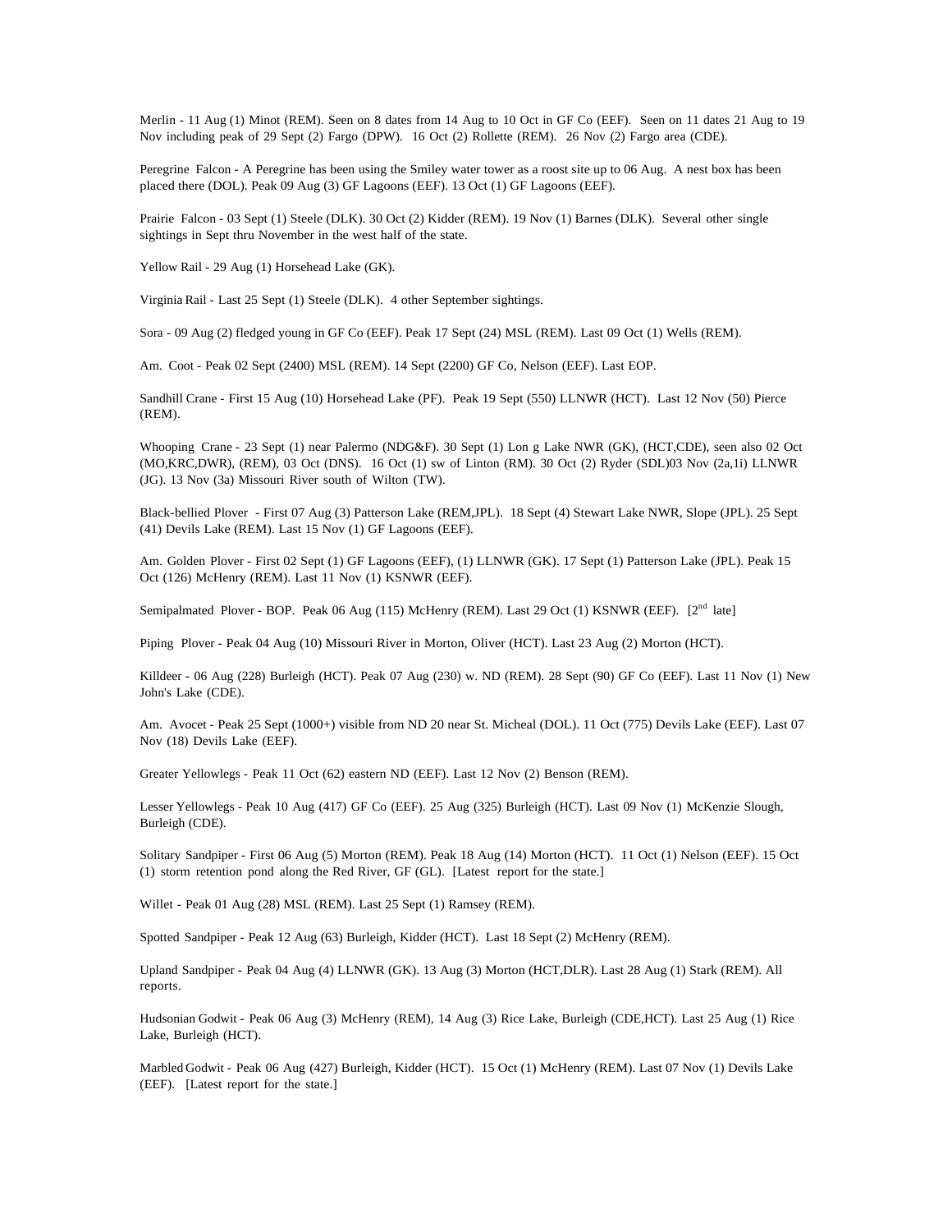Merlin - 11 Aug (1) Minot (REM). Seen on 8 dates from 14 Aug to 10 Oct in GF Co (EEF). Seen on 11 dates 21 Aug to 19 Nov including peak of 29 Sept (2) Fargo (DPW). 16 Oct (2) Rollette (REM). 26 Nov (2) Fargo area (CDE).

Peregrine Falcon - A Peregrine has been using the Smiley water tower as a roost site up to 06 Aug. A nest box has been placed there (DOL). Peak 09 Aug (3) GF Lagoons (EEF). 13 Oct (1) GF Lagoons (EEF).

Prairie Falcon - 03 Sept (1) Steele (DLK). 30 Oct (2) Kidder (REM). 19 Nov (1) Barnes (DLK). Several other single sightings in Sept thru November in the west half of the state.

Yellow Rail - 29 Aug (1) Horsehead Lake (GK).

Virginia Rail - Last 25 Sept (1) Steele (DLK). 4 other September sightings.

Sora - 09 Aug (2) fledged young in GF Co (EEF). Peak 17 Sept (24) MSL (REM). Last 09 Oct (1) Wells (REM).

Am. Coot - Peak 02 Sept (2400) MSL (REM). 14 Sept (2200) GF Co, Nelson (EEF). Last EOP.

Sandhill Crane - First 15 Aug (10) Horsehead Lake (PF). Peak 19 Sept (550) LLNWR (HCT). Last 12 Nov (50) Pierce (REM).

Whooping Crane - 23 Sept (1) near Palermo (NDG&F). 30 Sept (1) Lon g Lake NWR (GK), (HCT,CDE), seen also 02 Oct (MO,KRC,DWR), (REM), 03 Oct (DNS). 16 Oct (1) sw of Linton (RM). 30 Oct (2) Ryder (SDL)03 Nov (2a,1i) LLNWR (JG). 13 Nov (3a) Missouri River south of Wilton (TW).

Black-bellied Plover - First 07 Aug (3) Patterson Lake (REM,JPL). 18 Sept (4) Stewart Lake NWR, Slope (JPL). 25 Sept (41) Devils Lake (REM). Last 15 Nov (1) GF Lagoons (EEF).

Am. Golden Plover - First 02 Sept (1) GF Lagoons (EEF), (1) LLNWR (GK). 17 Sept (1) Patterson Lake (JPL). Peak 15 Oct (126) McHenry (REM). Last 11 Nov (1) KSNWR (EEF).

Semipalmated Plover - BOP. Peak 06 Aug (115) McHenry (REM). Last 29 Oct (1) KSNWR (EEF). [2nd late]

Piping Plover - Peak 04 Aug (10) Missouri River in Morton, Oliver (HCT). Last 23 Aug (2) Morton (HCT).

Killdeer - 06 Aug (228) Burleigh (HCT). Peak 07 Aug (230) w. ND (REM). 28 Sept (90) GF Co (EEF). Last 11 Nov (1) New John's Lake (CDE).

Am. Avocet - Peak 25 Sept (1000+) visible from ND 20 near St. Micheal (DOL). 11 Oct (775) Devils Lake (EEF). Last 07 Nov (18) Devils Lake (EEF).

Greater Yellowlegs - Peak 11 Oct (62) eastern ND (EEF). Last 12 Nov (2) Benson (REM).

Lesser Yellowlegs - Peak 10 Aug (417) GF Co (EEF). 25 Aug (325) Burleigh (HCT). Last 09 Nov (1) McKenzie Slough, Burleigh (CDE).

Solitary Sandpiper - First 06 Aug (5) Morton (REM). Peak 18 Aug (14) Morton (HCT). 11 Oct (1) Nelson (EEF). 15 Oct (1) storm retention pond along the Red River, GF (GL). [Latest report for the state.]

Willet - Peak 01 Aug (28) MSL (REM). Last 25 Sept (1) Ramsey (REM).

Spotted Sandpiper - Peak 12 Aug (63) Burleigh, Kidder (HCT). Last 18 Sept (2) McHenry (REM).

Upland Sandpiper - Peak 04 Aug (4) LLNWR (GK). 13 Aug (3) Morton (HCT,DLR). Last 28 Aug (1) Stark (REM). All reports.

Hudsonian Godwit - Peak 06 Aug (3) McHenry (REM), 14 Aug (3) Rice Lake, Burleigh (CDE,HCT). Last 25 Aug (1) Rice Lake, Burleigh (HCT).

Marbled Godwit - Peak 06 Aug (427) Burleigh, Kidder (HCT). 15 Oct (1) McHenry (REM). Last 07 Nov (1) Devils Lake (EEF). [Latest report for the state.]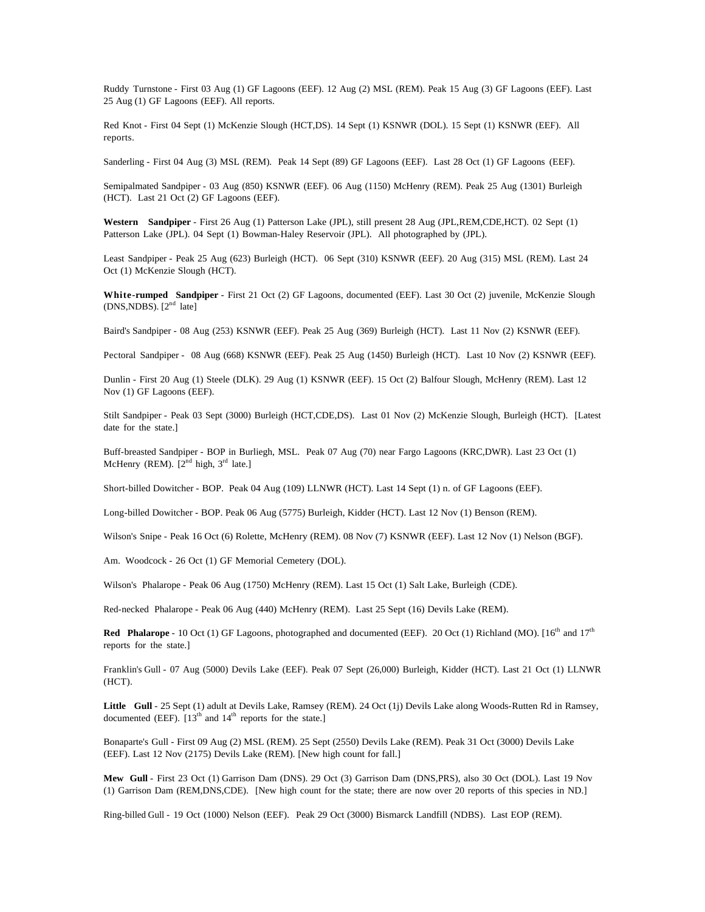Ruddy Turnstone - First 03 Aug (1) GF Lagoons (EEF). 12 Aug (2) MSL (REM). Peak 15 Aug (3) GF Lagoons (EEF). Last 25 Aug (1) GF Lagoons (EEF). All reports.

Red Knot - First 04 Sept (1) McKenzie Slough (HCT,DS). 14 Sept (1) KSNWR (DOL). 15 Sept (1) KSNWR (EEF). All reports.

Sanderling - First 04 Aug (3) MSL (REM). Peak 14 Sept (89) GF Lagoons (EEF). Last 28 Oct (1) GF Lagoons (EEF).

Semipalmated Sandpiper - 03 Aug (850) KSNWR (EEF). 06 Aug (1150) McHenry (REM). Peak 25 Aug (1301) Burleigh (HCT). Last 21 Oct (2) GF Lagoons (EEF).

**Western Sandpiper** - First 26 Aug (1) Patterson Lake (JPL), still present 28 Aug (JPL,REM,CDE,HCT). 02 Sept (1) Patterson Lake (JPL). 04 Sept (1) Bowman-Haley Reservoir (JPL). All photographed by (JPL).

Least Sandpiper - Peak 25 Aug (623) Burleigh (HCT). 06 Sept (310) KSNWR (EEF). 20 Aug (315) MSL (REM). Last 24 Oct (1) McKenzie Slough (HCT).

**White-rumped Sandpiper** - First 21 Oct (2) GF Lagoons, documented (EEF). Last 30 Oct (2) juvenile, McKenzie Slough (DNS,NDBS). [2nd late]

Baird's Sandpiper - 08 Aug (253) KSNWR (EEF). Peak 25 Aug (369) Burleigh (HCT). Last 11 Nov (2) KSNWR (EEF).

Pectoral Sandpiper - 08 Aug (668) KSNWR (EEF). Peak 25 Aug (1450) Burleigh (HCT). Last 10 Nov (2) KSNWR (EEF).

Dunlin - First 20 Aug (1) Steele (DLK). 29 Aug (1) KSNWR (EEF). 15 Oct (2) Balfour Slough, McHenry (REM). Last 12 Nov (1) GF Lagoons (EEF).

Stilt Sandpiper - Peak 03 Sept (3000) Burleigh (HCT,CDE,DS). Last 01 Nov (2) McKenzie Slough, Burleigh (HCT). [Latest date for the state.]

Buff-breasted Sandpiper - BOP in Burliegh, MSL. Peak 07 Aug (70) near Fargo Lagoons (KRC,DWR). Last 23 Oct (1) McHenry (REM). [2nd high, 3rd late.]

Short-billed Dowitcher - BOP. Peak 04 Aug (109) LLNWR (HCT). Last 14 Sept (1) n. of GF Lagoons (EEF).

Long-billed Dowitcher - BOP. Peak 06 Aug (5775) Burleigh, Kidder (HCT). Last 12 Nov (1) Benson (REM).

Wilson's Snipe - Peak 16 Oct (6) Rolette, McHenry (REM). 08 Nov (7) KSNWR (EEF). Last 12 Nov (1) Nelson (BGF).

Am. Woodcock - 26 Oct (1) GF Memorial Cemetery (DOL).

Wilson's Phalarope - Peak 06 Aug (1750) McHenry (REM). Last 15 Oct (1) Salt Lake, Burleigh (CDE).

Red-necked Phalarope - Peak 06 Aug (440) McHenry (REM). Last 25 Sept (16) Devils Lake (REM).

**Red Phalarope** - 10 Oct (1) GF Lagoons, photographed and documented (EEF). 20 Oct (1) Richland (MO). [16th and 17th reports for the state.]

Franklin's Gull - 07 Aug (5000) Devils Lake (EEF). Peak 07 Sept (26,000) Burleigh, Kidder (HCT). Last 21 Oct (1) LLNWR (HCT).

**Little Gull** - 25 Sept (1) adult at Devils Lake, Ramsey (REM). 24 Oct (1j) Devils Lake along Woods-Rutten Rd in Ramsey, documented (EEF). [13th and 14th reports for the state.]

Bonaparte's Gull - First 09 Aug (2) MSL (REM). 25 Sept (2550) Devils Lake (REM). Peak 31 Oct (3000) Devils Lake (EEF). Last 12 Nov (2175) Devils Lake (REM). [New high count for fall.]

**Mew Gull** - First 23 Oct (1) Garrison Dam (DNS). 29 Oct (3) Garrison Dam (DNS,PRS), also 30 Oct (DOL). Last 19 Nov (1) Garrison Dam (REM,DNS,CDE). [New high count for the state; there are now over 20 reports of this species in ND.]

Ring-billed Gull - 19 Oct (1000) Nelson (EEF). Peak 29 Oct (3000) Bismarck Landfill (NDBS). Last EOP (REM).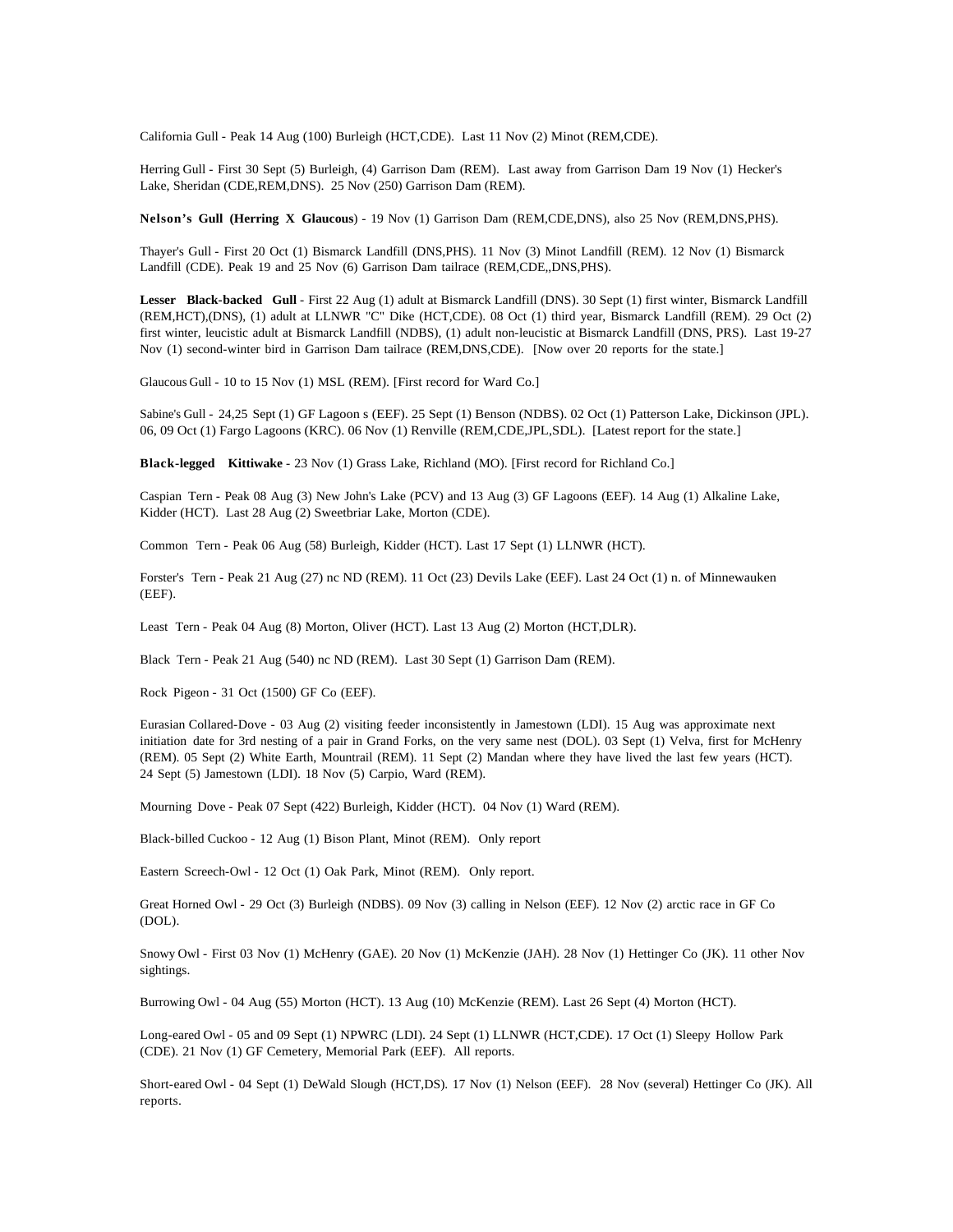California Gull - Peak 14 Aug (100) Burleigh (HCT,CDE). Last 11 Nov (2) Minot (REM,CDE).

Herring Gull - First 30 Sept (5) Burleigh, (4) Garrison Dam (REM). Last away from Garrison Dam 19 Nov (1) Hecker's Lake, Sheridan (CDE,REM,DNS). 25 Nov (250) Garrison Dam (REM).

**Nelson's Gull (Herring X Glaucous)** - 19 Nov (1) Garrison Dam (REM,CDE,DNS), also 25 Nov (REM,DNS,PHS).

Thayer's Gull - First 20 Oct (1) Bismarck Landfill (DNS,PHS). 11 Nov (3) Minot Landfill (REM). 12 Nov (1) Bismarck Landfill (CDE). Peak 19 and 25 Nov (6) Garrison Dam tailrace (REM,CDE,,DNS,PHS).

**Lesser Black-backed Gull** - First 22 Aug (1) adult at Bismarck Landfill (DNS). 30 Sept (1) first winter, Bismarck Landfill (REM,HCT),(DNS), (1) adult at LLNWR "C" Dike (HCT,CDE). 08 Oct (1) third year, Bismarck Landfill (REM). 29 Oct (2) first winter, leucistic adult at Bismarck Landfill (NDBS), (1) adult non-leucistic at Bismarck Landfill (DNS, PRS). Last 19-27 Nov (1) second-winter bird in Garrison Dam tailrace (REM,DNS,CDE). [Now over 20 reports for the state.]

Glaucous Gull - 10 to 15 Nov (1) MSL (REM). [First record for Ward Co.]

Sabine's Gull - 24,25 Sept (1) GF Lagoon s (EEF). 25 Sept (1) Benson (NDBS). 02 Oct (1) Patterson Lake, Dickinson (JPL). 06, 09 Oct (1) Fargo Lagoons (KRC). 06 Nov (1) Renville (REM,CDE,JPL,SDL). [Latest report for the state.]

**Black-legged Kittiwake** - 23 Nov (1) Grass Lake, Richland (MO). [First record for Richland Co.]

Caspian Tern - Peak 08 Aug (3) New John's Lake (PCV) and 13 Aug (3) GF Lagoons (EEF). 14 Aug (1) Alkaline Lake, Kidder (HCT). Last 28 Aug (2) Sweetbriar Lake, Morton (CDE).

Common Tern - Peak 06 Aug (58) Burleigh, Kidder (HCT). Last 17 Sept (1) LLNWR (HCT).

Forster's Tern - Peak 21 Aug (27) nc ND (REM). 11 Oct (23) Devils Lake (EEF). Last 24 Oct (1) n. of Minnewauken (EEF).

Least Tern - Peak 04 Aug (8) Morton, Oliver (HCT). Last 13 Aug (2) Morton (HCT,DLR).

Black Tern - Peak 21 Aug (540) nc ND (REM). Last 30 Sept (1) Garrison Dam (REM).

Rock Pigeon - 31 Oct (1500) GF Co (EEF).

Eurasian Collared-Dove - 03 Aug (2) visiting feeder inconsistently in Jamestown (LDI). 15 Aug was approximate next initiation date for 3rd nesting of a pair in Grand Forks, on the very same nest (DOL). 03 Sept (1) Velva, first for McHenry (REM). 05 Sept (2) White Earth, Mountrail (REM). 11 Sept (2) Mandan where they have lived the last few years (HCT). 24 Sept (5) Jamestown (LDI). 18 Nov (5) Carpio, Ward (REM).

Mourning Dove - Peak 07 Sept (422) Burleigh, Kidder (HCT). 04 Nov (1) Ward (REM).

Black-billed Cuckoo - 12 Aug (1) Bison Plant, Minot (REM). Only report

Eastern Screech-Owl - 12 Oct (1) Oak Park, Minot (REM). Only report.

Great Horned Owl - 29 Oct (3) Burleigh (NDBS). 09 Nov (3) calling in Nelson (EEF). 12 Nov (2) arctic race in GF Co (DOL).

Snowy Owl - First 03 Nov (1) McHenry (GAE). 20 Nov (1) McKenzie (JAH). 28 Nov (1) Hettinger Co (JK). 11 other Nov sightings.

Burrowing Owl - 04 Aug (55) Morton (HCT). 13 Aug (10) McKenzie (REM). Last 26 Sept (4) Morton (HCT).

Long-eared Owl - 05 and 09 Sept (1) NPWRC (LDI). 24 Sept (1) LLNWR (HCT,CDE). 17 Oct (1) Sleepy Hollow Park (CDE). 21 Nov (1) GF Cemetery, Memorial Park (EEF). All reports.

Short-eared Owl - 04 Sept (1) DeWald Slough (HCT,DS). 17 Nov (1) Nelson (EEF). 28 Nov (several) Hettinger Co (JK). All reports.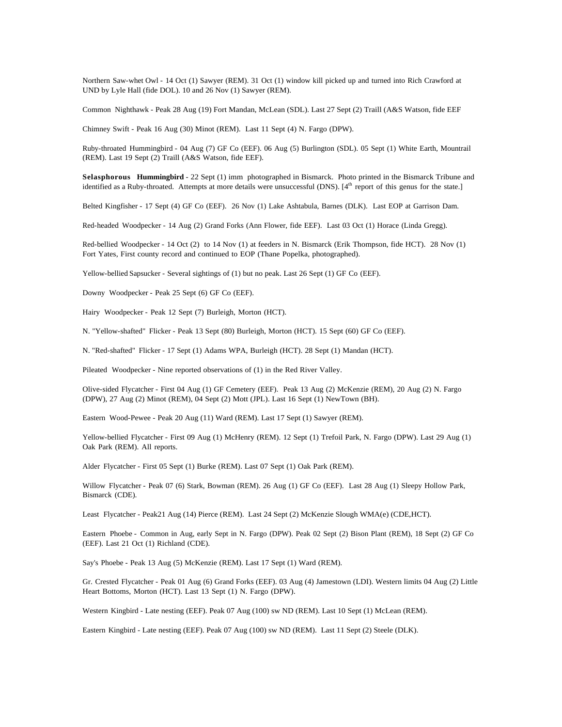Northern Saw-whet Owl - 14 Oct (1) Sawyer (REM). 31 Oct (1) window kill picked up and turned into Rich Crawford at UND by Lyle Hall (fide DOL). 10 and 26 Nov (1) Sawyer (REM).

Common Nighthawk - Peak 28 Aug (19) Fort Mandan, McLean (SDL). Last 27 Sept (2) Traill (A&S Watson, fide EEF

Chimney Swift - Peak 16 Aug (30) Minot (REM). Last 11 Sept (4) N. Fargo (DPW).

Ruby-throated Hummingbird - 04 Aug (7) GF Co (EEF). 06 Aug (5) Burlington (SDL). 05 Sept (1) White Earth, Mountrail (REM). Last 19 Sept (2) Traill (A&S Watson, fide EEF).

**Selasphorous Hummingbird** - 22 Sept (1) imm photographed in Bismarck. Photo printed in the Bismarck Tribune and identified as a Ruby-throated. Attempts at more details were unsuccessful (DNS). [4th report of this genus for the state.]

Belted Kingfisher - 17 Sept (4) GF Co (EEF). 26 Nov (1) Lake Ashtabula, Barnes (DLK). Last EOP at Garrison Dam.

Red-headed Woodpecker - 14 Aug (2) Grand Forks (Ann Flower, fide EEF). Last 03 Oct (1) Horace (Linda Gregg).

Red-bellied Woodpecker - 14 Oct (2) to 14 Nov (1) at feeders in N. Bismarck (Erik Thompson, fide HCT). 28 Nov (1) Fort Yates, First county record and continued to EOP (Thane Popelka, photographed).

Yellow-bellied Sapsucker - Several sightings of (1) but no peak. Last 26 Sept (1) GF Co (EEF).

Downy Woodpecker - Peak 25 Sept (6) GF Co (EEF).

Hairy Woodpecker - Peak 12 Sept (7) Burleigh, Morton (HCT).

N. "Yellow-shafted" Flicker - Peak 13 Sept (80) Burleigh, Morton (HCT). 15 Sept (60) GF Co (EEF).

N. "Red-shafted" Flicker - 17 Sept (1) Adams WPA, Burleigh (HCT). 28 Sept (1) Mandan (HCT).

Pileated Woodpecker - Nine reported observations of (1) in the Red River Valley.

Olive-sided Flycatcher - First 04 Aug (1) GF Cemetery (EEF). Peak 13 Aug (2) McKenzie (REM), 20 Aug (2) N. Fargo (DPW), 27 Aug (2) Minot (REM), 04 Sept (2) Mott (JPL). Last 16 Sept (1) NewTown (BH).

Eastern Wood-Pewee - Peak 20 Aug (11) Ward (REM). Last 17 Sept (1) Sawyer (REM).

Yellow-bellied Flycatcher - First 09 Aug (1) McHenry (REM). 12 Sept (1) Trefoil Park, N. Fargo (DPW). Last 29 Aug (1) Oak Park (REM). All reports.

Alder Flycatcher - First 05 Sept (1) Burke (REM). Last 07 Sept (1) Oak Park (REM).

Willow Flycatcher - Peak 07 (6) Stark, Bowman (REM). 26 Aug (1) GF Co (EEF). Last 28 Aug (1) Sleepy Hollow Park, Bismarck (CDE).

Least Flycatcher - Peak21 Aug (14) Pierce (REM). Last 24 Sept (2) McKenzie Slough WMA(e) (CDE,HCT).

Eastern Phoebe - Common in Aug, early Sept in N. Fargo (DPW). Peak 02 Sept (2) Bison Plant (REM), 18 Sept (2) GF Co (EEF). Last 21 Oct (1) Richland (CDE).

Say's Phoebe - Peak 13 Aug (5) McKenzie (REM). Last 17 Sept (1) Ward (REM).

Gr. Crested Flycatcher - Peak 01 Aug (6) Grand Forks (EEF). 03 Aug (4) Jamestown (LDI). Western limits 04 Aug (2) Little Heart Bottoms, Morton (HCT). Last 13 Sept (1) N. Fargo (DPW).

Western Kingbird - Late nesting (EEF). Peak 07 Aug (100) sw ND (REM). Last 10 Sept (1) McLean (REM).

Eastern Kingbird - Late nesting (EEF). Peak 07 Aug (100) sw ND (REM). Last 11 Sept (2) Steele (DLK).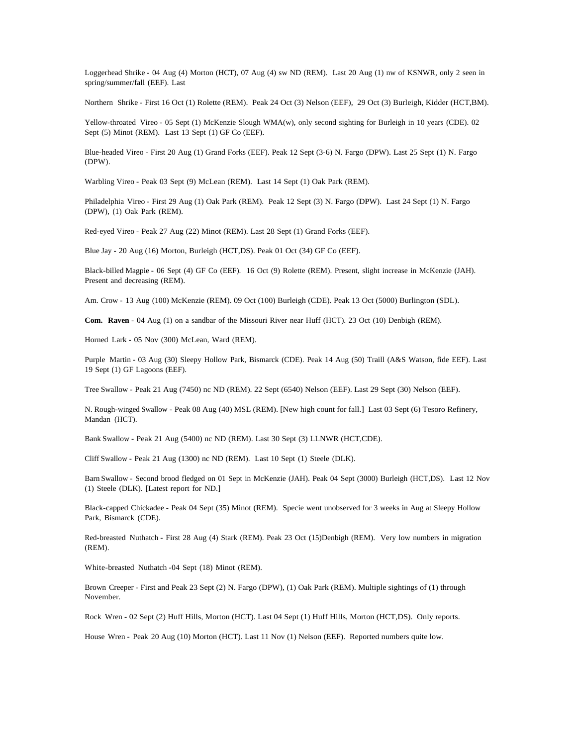Loggerhead Shrike - 04 Aug (4) Morton (HCT), 07 Aug (4) sw ND (REM). Last 20 Aug (1) nw of KSNWR, only 2 seen in spring/summer/fall (EEF). Last

Northern Shrike - First 16 Oct (1) Rolette (REM). Peak 24 Oct (3) Nelson (EEF), 29 Oct (3) Burleigh, Kidder (HCT,BM).

Yellow-throated Vireo - 05 Sept (1) McKenzie Slough WMA(w), only second sighting for Burleigh in 10 years (CDE). 02 Sept (5) Minot (REM). Last 13 Sept (1) GF Co (EEF).

Blue-headed Vireo - First 20 Aug (1) Grand Forks (EEF). Peak 12 Sept (3-6) N. Fargo (DPW). Last 25 Sept (1) N. Fargo (DPW).

Warbling Vireo - Peak 03 Sept (9) McLean (REM). Last 14 Sept (1) Oak Park (REM).

Philadelphia Vireo - First 29 Aug (1) Oak Park (REM). Peak 12 Sept (3) N. Fargo (DPW). Last 24 Sept (1) N. Fargo (DPW), (1) Oak Park (REM).

Red-eyed Vireo - Peak 27 Aug (22) Minot (REM). Last 28 Sept (1) Grand Forks (EEF).

Blue Jay - 20 Aug (16) Morton, Burleigh (HCT,DS). Peak 01 Oct (34) GF Co (EEF).

Black-billed Magpie - 06 Sept (4) GF Co (EEF). 16 Oct (9) Rolette (REM). Present, slight increase in McKenzie (JAH). Present and decreasing (REM).

Am. Crow - 13 Aug (100) McKenzie (REM). 09 Oct (100) Burleigh (CDE). Peak 13 Oct (5000) Burlington (SDL).

**Com. Raven** - 04 Aug (1) on a sandbar of the Missouri River near Huff (HCT). 23 Oct (10) Denbigh (REM).

Horned Lark - 05 Nov (300) McLean, Ward (REM).

Purple Martin - 03 Aug (30) Sleepy Hollow Park, Bismarck (CDE). Peak 14 Aug (50) Traill (A&S Watson, fide EEF). Last 19 Sept (1) GF Lagoons (EEF).

Tree Swallow - Peak 21 Aug (7450) nc ND (REM). 22 Sept (6540) Nelson (EEF). Last 29 Sept (30) Nelson (EEF).

N. Rough-winged Swallow - Peak 08 Aug (40) MSL (REM). [New high count for fall.] Last 03 Sept (6) Tesoro Refinery, Mandan (HCT).

Bank Swallow - Peak 21 Aug (5400) nc ND (REM). Last 30 Sept (3) LLNWR (HCT,CDE).

Cliff Swallow - Peak 21 Aug (1300) nc ND (REM). Last 10 Sept (1) Steele (DLK).

Barn Swallow - Second brood fledged on 01 Sept in McKenzie (JAH). Peak 04 Sept (3000) Burleigh (HCT,DS). Last 12 Nov (1) Steele (DLK). [Latest report for ND.]

Black-capped Chickadee - Peak 04 Sept (35) Minot (REM). Specie went unobserved for 3 weeks in Aug at Sleepy Hollow Park, Bismarck (CDE).

Red-breasted Nuthatch - First 28 Aug (4) Stark (REM). Peak 23 Oct (15)Denbigh (REM). Very low numbers in migration (REM).

White-breasted Nuthatch -04 Sept (18) Minot (REM).

Brown Creeper - First and Peak 23 Sept (2) N. Fargo (DPW), (1) Oak Park (REM). Multiple sightings of (1) through November.

Rock Wren - 02 Sept (2) Huff Hills, Morton (HCT). Last 04 Sept (1) Huff Hills, Morton (HCT,DS). Only reports.

House Wren - Peak 20 Aug (10) Morton (HCT). Last 11 Nov (1) Nelson (EEF). Reported numbers quite low.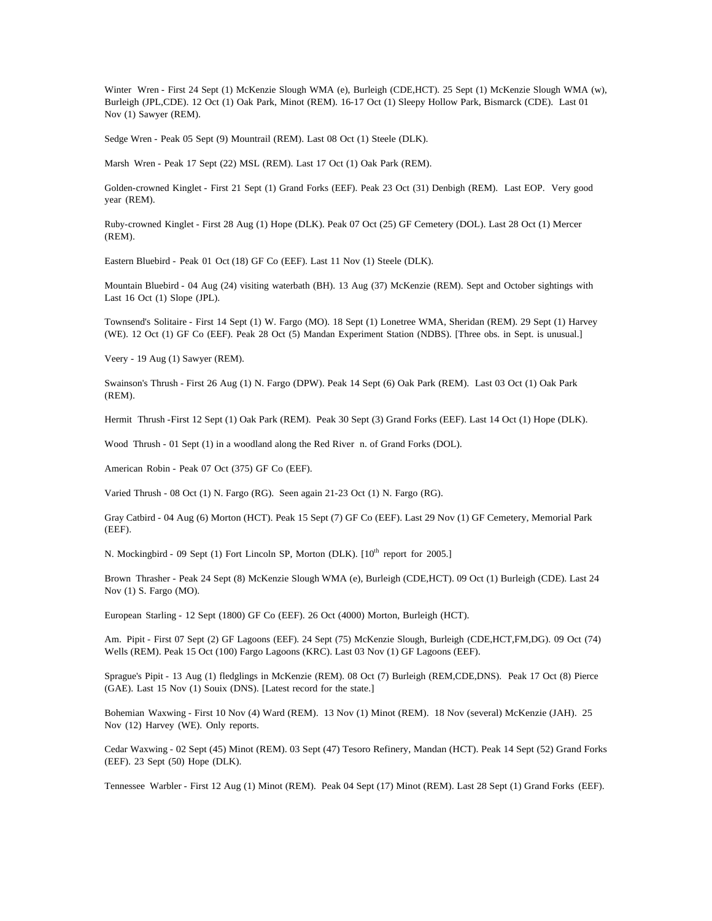Winter Wren - First 24 Sept (1) McKenzie Slough WMA (e), Burleigh (CDE,HCT). 25 Sept (1) McKenzie Slough WMA (w), Burleigh (JPL,CDE). 12 Oct (1) Oak Park, Minot (REM). 16-17 Oct (1) Sleepy Hollow Park, Bismarck (CDE). Last 01 Nov (1) Sawyer (REM).

Sedge Wren - Peak 05 Sept (9) Mountrail (REM). Last 08 Oct (1) Steele (DLK).

Marsh Wren - Peak 17 Sept (22) MSL (REM). Last 17 Oct (1) Oak Park (REM).

Golden-crowned Kinglet - First 21 Sept (1) Grand Forks (EEF). Peak 23 Oct (31) Denbigh (REM). Last EOP. Very good year (REM).

Ruby-crowned Kinglet - First 28 Aug (1) Hope (DLK). Peak 07 Oct (25) GF Cemetery (DOL). Last 28 Oct (1) Mercer (REM).

Eastern Bluebird - Peak 01 Oct (18) GF Co (EEF). Last 11 Nov (1) Steele (DLK).

Mountain Bluebird - 04 Aug (24) visiting waterbath (BH). 13 Aug (37) McKenzie (REM). Sept and October sightings with Last 16 Oct (1) Slope (JPL).

Townsend's Solitaire - First 14 Sept (1) W. Fargo (MO). 18 Sept (1) Lonetree WMA, Sheridan (REM). 29 Sept (1) Harvey (WE). 12 Oct (1) GF Co (EEF). Peak 28 Oct (5) Mandan Experiment Station (NDBS). [Three obs. in Sept. is unusual.]

Veery - 19 Aug (1) Sawyer (REM).

Swainson's Thrush - First 26 Aug (1) N. Fargo (DPW). Peak 14 Sept (6) Oak Park (REM). Last 03 Oct (1) Oak Park (REM).

Hermit Thrush -First 12 Sept (1) Oak Park (REM). Peak 30 Sept (3) Grand Forks (EEF). Last 14 Oct (1) Hope (DLK).

Wood Thrush - 01 Sept (1) in a woodland along the Red River n. of Grand Forks (DOL).

American Robin - Peak 07 Oct (375) GF Co (EEF).

Varied Thrush - 08 Oct (1) N. Fargo (RG). Seen again 21-23 Oct (1) N. Fargo (RG).

Gray Catbird - 04 Aug (6) Morton (HCT). Peak 15 Sept (7) GF Co (EEF). Last 29 Nov (1) GF Cemetery, Memorial Park (EEF).

N. Mockingbird - 09 Sept (1) Fort Lincoln SP, Morton (DLK). [10th report for 2005.]

Brown Thrasher - Peak 24 Sept (8) McKenzie Slough WMA (e), Burleigh (CDE,HCT). 09 Oct (1) Burleigh (CDE). Last 24 Nov (1) S. Fargo (MO).

European Starling - 12 Sept (1800) GF Co (EEF). 26 Oct (4000) Morton, Burleigh (HCT).

Am. Pipit - First 07 Sept (2) GF Lagoons (EEF). 24 Sept (75) McKenzie Slough, Burleigh (CDE,HCT,FM,DG). 09 Oct (74) Wells (REM). Peak 15 Oct (100) Fargo Lagoons (KRC). Last 03 Nov (1) GF Lagoons (EEF).

Sprague's Pipit - 13 Aug (1) fledglings in McKenzie (REM). 08 Oct (7) Burleigh (REM,CDE,DNS). Peak 17 Oct (8) Pierce (GAE). Last 15 Nov (1) Souix (DNS). [Latest record for the state.]

Bohemian Waxwing - First 10 Nov (4) Ward (REM). 13 Nov (1) Minot (REM). 18 Nov (several) McKenzie (JAH). 25 Nov (12) Harvey (WE). Only reports.

Cedar Waxwing - 02 Sept (45) Minot (REM). 03 Sept (47) Tesoro Refinery, Mandan (HCT). Peak 14 Sept (52) Grand Forks (EEF). 23 Sept (50) Hope (DLK).

Tennessee Warbler - First 12 Aug (1) Minot (REM). Peak 04 Sept (17) Minot (REM). Last 28 Sept (1) Grand Forks (EEF).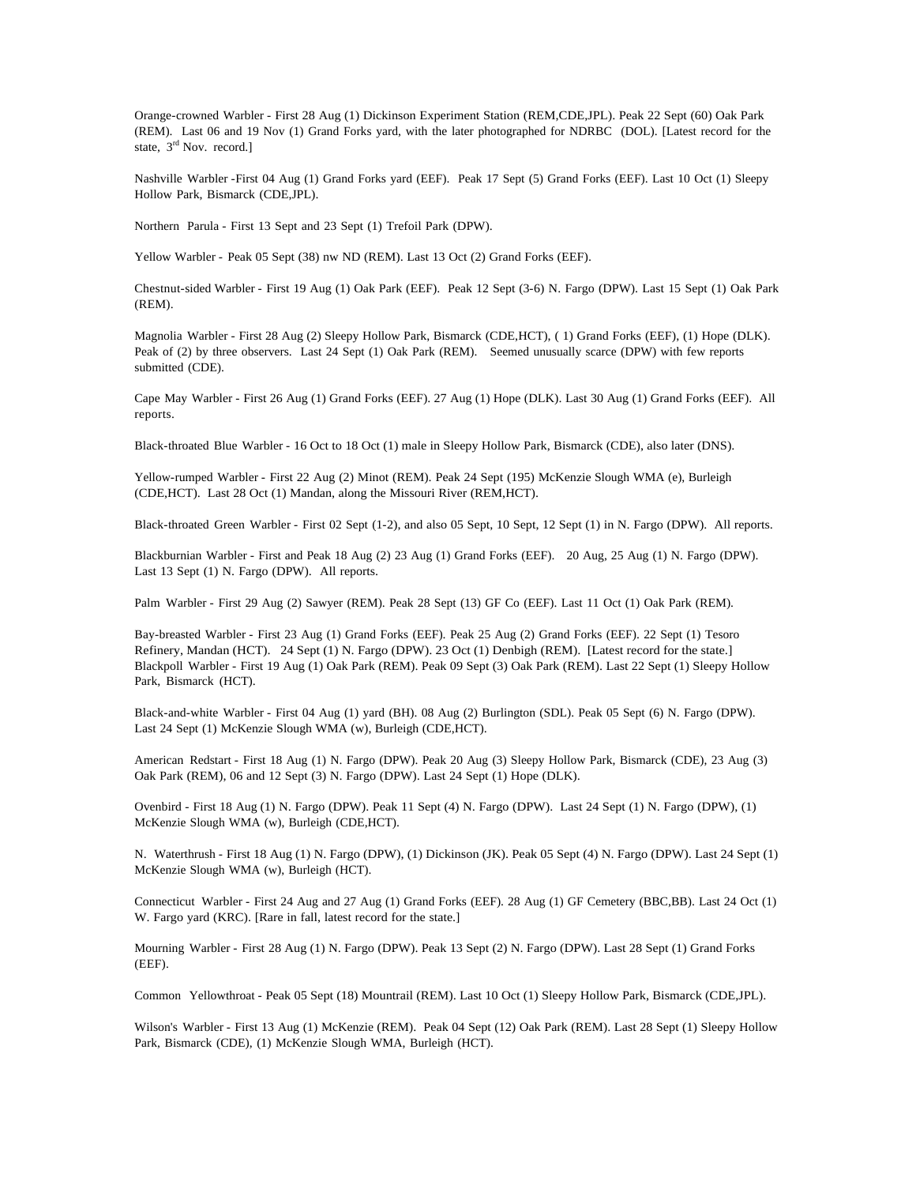Orange-crowned Warbler - First 28 Aug (1) Dickinson Experiment Station (REM,CDE,JPL). Peak 22 Sept (60) Oak Park (REM). Last 06 and 19 Nov (1) Grand Forks yard, with the later photographed for NDRBC (DOL). [Latest record for the state, 3rd Nov. record.]

Nashville Warbler -First 04 Aug (1) Grand Forks yard (EEF). Peak 17 Sept (5) Grand Forks (EEF). Last 10 Oct (1) Sleepy Hollow Park, Bismarck (CDE,JPL).

Northern Parula - First 13 Sept and 23 Sept (1) Trefoil Park (DPW).

Yellow Warbler - Peak 05 Sept (38) nw ND (REM). Last 13 Oct (2) Grand Forks (EEF).

Chestnut-sided Warbler - First 19 Aug (1) Oak Park (EEF). Peak 12 Sept (3-6) N. Fargo (DPW). Last 15 Sept (1) Oak Park (REM).

Magnolia Warbler - First 28 Aug (2) Sleepy Hollow Park, Bismarck (CDE,HCT), ( 1) Grand Forks (EEF), (1) Hope (DLK). Peak of (2) by three observers. Last 24 Sept (1) Oak Park (REM). Seemed unusually scarce (DPW) with few reports submitted (CDE).

Cape May Warbler - First 26 Aug (1) Grand Forks (EEF). 27 Aug (1) Hope (DLK). Last 30 Aug (1) Grand Forks (EEF). All reports.

Black-throated Blue Warbler - 16 Oct to 18 Oct (1) male in Sleepy Hollow Park, Bismarck (CDE), also later (DNS).

Yellow-rumped Warbler - First 22 Aug (2) Minot (REM). Peak 24 Sept (195) McKenzie Slough WMA (e), Burleigh (CDE,HCT). Last 28 Oct (1) Mandan, along the Missouri River (REM,HCT).

Black-throated Green Warbler - First 02 Sept (1-2), and also 05 Sept, 10 Sept, 12 Sept (1) in N. Fargo (DPW). All reports.

Blackburnian Warbler - First and Peak 18 Aug (2) 23 Aug (1) Grand Forks (EEF). 20 Aug, 25 Aug (1) N. Fargo (DPW). Last 13 Sept (1) N. Fargo (DPW). All reports.

Palm Warbler - First 29 Aug (2) Sawyer (REM). Peak 28 Sept (13) GF Co (EEF). Last 11 Oct (1) Oak Park (REM).

Bay-breasted Warbler - First 23 Aug (1) Grand Forks (EEF). Peak 25 Aug (2) Grand Forks (EEF). 22 Sept (1) Tesoro Refinery, Mandan (HCT). 24 Sept (1) N. Fargo (DPW). 23 Oct (1) Denbigh (REM). [Latest record for the state.]

Blackpoll Warbler - First 19 Aug (1) Oak Park (REM). Peak 09 Sept (3) Oak Park (REM). Last 22 Sept (1) Sleepy Hollow Park, Bismarck (HCT).

Black-and-white Warbler - First 04 Aug (1) yard (BH). 08 Aug (2) Burlington (SDL). Peak 05 Sept (6) N. Fargo (DPW). Last 24 Sept (1) McKenzie Slough WMA (w), Burleigh (CDE,HCT).

American Redstart - First 18 Aug (1) N. Fargo (DPW). Peak 20 Aug (3) Sleepy Hollow Park, Bismarck (CDE), 23 Aug (3) Oak Park (REM), 06 and 12 Sept (3) N. Fargo (DPW). Last 24 Sept (1) Hope (DLK).

Ovenbird - First 18 Aug (1) N. Fargo (DPW). Peak 11 Sept (4) N. Fargo (DPW). Last 24 Sept (1) N. Fargo (DPW), (1) McKenzie Slough WMA (w), Burleigh (CDE,HCT).

N. Waterthrush - First 18 Aug (1) N. Fargo (DPW), (1) Dickinson (JK). Peak 05 Sept (4) N. Fargo (DPW). Last 24 Sept (1) McKenzie Slough WMA (w), Burleigh (HCT).

Connecticut Warbler - First 24 Aug and 27 Aug (1) Grand Forks (EEF). 28 Aug (1) GF Cemetery (BBC,BB). Last 24 Oct (1) W. Fargo yard (KRC). [Rare in fall, latest record for the state.]

Mourning Warbler - First 28 Aug (1) N. Fargo (DPW). Peak 13 Sept (2) N. Fargo (DPW). Last 28 Sept (1) Grand Forks (EEF).

Common Yellowthroat - Peak 05 Sept (18) Mountrail (REM). Last 10 Oct (1) Sleepy Hollow Park, Bismarck (CDE,JPL).

Wilson's Warbler - First 13 Aug (1) McKenzie (REM). Peak 04 Sept (12) Oak Park (REM). Last 28 Sept (1) Sleepy Hollow Park, Bismarck (CDE), (1) McKenzie Slough WMA, Burleigh (HCT).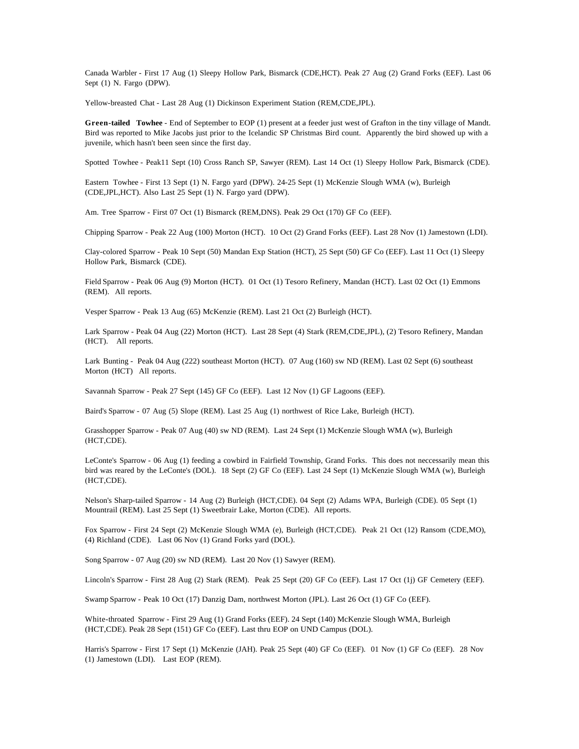Canada Warbler - First 17 Aug (1) Sleepy Hollow Park, Bismarck (CDE,HCT). Peak 27 Aug (2) Grand Forks (EEF). Last 06 Sept (1) N. Fargo (DPW).

Yellow-breasted Chat - Last 28 Aug (1) Dickinson Experiment Station (REM,CDE,JPL).

**Green-tailed Towhee** - End of September to EOP (1) present at a feeder just west of Grafton in the tiny village of Mandt. Bird was reported to Mike Jacobs just prior to the Icelandic SP Christmas Bird count. Apparently the bird showed up with a juvenile, which hasn't been seen since the first day.

Spotted Towhee - Peak11 Sept (10) Cross Ranch SP, Sawyer (REM). Last 14 Oct (1) Sleepy Hollow Park, Bismarck (CDE).

Eastern Towhee - First 13 Sept (1) N. Fargo yard (DPW). 24-25 Sept (1) McKenzie Slough WMA (w), Burleigh (CDE,JPL,HCT). Also Last 25 Sept (1) N. Fargo yard (DPW).

Am. Tree Sparrow - First 07 Oct (1) Bismarck (REM,DNS). Peak 29 Oct (170) GF Co (EEF).

Chipping Sparrow - Peak 22 Aug (100) Morton (HCT). 10 Oct (2) Grand Forks (EEF). Last 28 Nov (1) Jamestown (LDI).

Clay-colored Sparrow - Peak 10 Sept (50) Mandan Exp Station (HCT), 25 Sept (50) GF Co (EEF). Last 11 Oct (1) Sleepy Hollow Park, Bismarck (CDE).

Field Sparrow - Peak 06 Aug (9) Morton (HCT). 01 Oct (1) Tesoro Refinery, Mandan (HCT). Last 02 Oct (1) Emmons (REM). All reports.

Vesper Sparrow - Peak 13 Aug (65) McKenzie (REM). Last 21 Oct (2) Burleigh (HCT).

Lark Sparrow - Peak 04 Aug (22) Morton (HCT). Last 28 Sept (4) Stark (REM,CDE,JPL), (2) Tesoro Refinery, Mandan (HCT). All reports.

Lark Bunting - Peak 04 Aug (222) southeast Morton (HCT). 07 Aug (160) sw ND (REM). Last 02 Sept (6) southeast Morton (HCT) All reports.

Savannah Sparrow - Peak 27 Sept (145) GF Co (EEF). Last 12 Nov (1) GF Lagoons (EEF).

Baird's Sparrow - 07 Aug (5) Slope (REM). Last 25 Aug (1) northwest of Rice Lake, Burleigh (HCT).

Grasshopper Sparrow - Peak 07 Aug (40) sw ND (REM). Last 24 Sept (1) McKenzie Slough WMA (w), Burleigh (HCT,CDE).

LeConte's Sparrow - 06 Aug (1) feeding a cowbird in Fairfield Township, Grand Forks. This does not neccessarily mean this bird was reared by the LeConte's (DOL). 18 Sept (2) GF Co (EEF). Last 24 Sept (1) McKenzie Slough WMA (w), Burleigh (HCT,CDE).

Nelson's Sharp-tailed Sparrow - 14 Aug (2) Burleigh (HCT,CDE). 04 Sept (2) Adams WPA, Burleigh (CDE). 05 Sept (1) Mountrail (REM). Last 25 Sept (1) Sweetbrair Lake, Morton (CDE). All reports.

Fox Sparrow - First 24 Sept (2) McKenzie Slough WMA (e), Burleigh (HCT,CDE). Peak 21 Oct (12) Ransom (CDE,MO), (4) Richland (CDE). Last 06 Nov (1) Grand Forks yard (DOL).

Song Sparrow - 07 Aug (20) sw ND (REM). Last 20 Nov (1) Sawyer (REM).

Lincoln's Sparrow - First 28 Aug (2) Stark (REM). Peak 25 Sept (20) GF Co (EEF). Last 17 Oct (1j) GF Cemetery (EEF).

Swamp Sparrow - Peak 10 Oct (17) Danzig Dam, northwest Morton (JPL). Last 26 Oct (1) GF Co (EEF).

White-throated Sparrow - First 29 Aug (1) Grand Forks (EEF). 24 Sept (140) McKenzie Slough WMA, Burleigh (HCT,CDE). Peak 28 Sept (151) GF Co (EEF). Last thru EOP on UND Campus (DOL).

Harris's Sparrow - First 17 Sept (1) McKenzie (JAH). Peak 25 Sept (40) GF Co (EEF). 01 Nov (1) GF Co (EEF). 28 Nov (1) Jamestown (LDI). Last EOP (REM).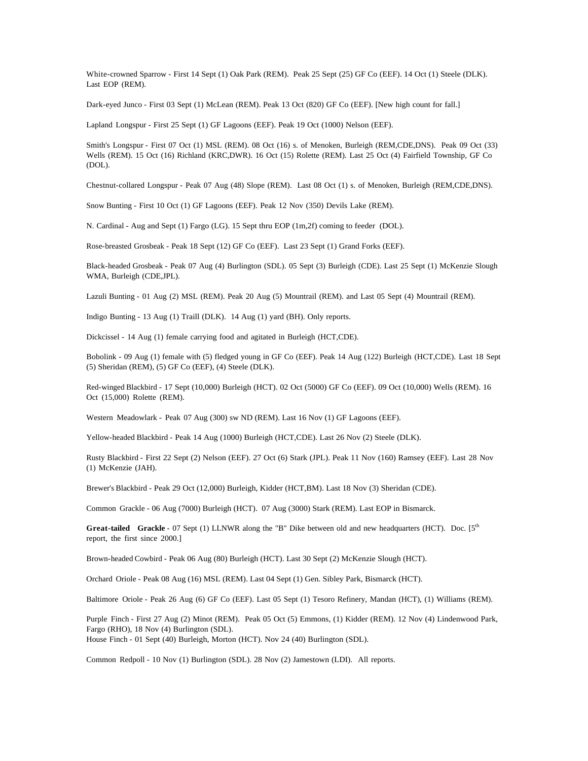White-crowned Sparrow - First 14 Sept (1) Oak Park (REM). Peak 25 Sept (25) GF Co (EEF). 14 Oct (1) Steele (DLK). Last EOP (REM).

Dark-eyed Junco - First 03 Sept (1) McLean (REM). Peak 13 Oct (820) GF Co (EEF). [New high count for fall.]

Lapland Longspur - First 25 Sept (1) GF Lagoons (EEF). Peak 19 Oct (1000) Nelson (EEF).

Smith's Longspur - First 07 Oct (1) MSL (REM). 08 Oct (16) s. of Menoken, Burleigh (REM,CDE,DNS). Peak 09 Oct (33) Wells (REM). 15 Oct (16) Richland (KRC,DWR). 16 Oct (15) Rolette (REM). Last 25 Oct (4) Fairfield Township, GF Co (DOL).

Chestnut-collared Longspur - Peak 07 Aug (48) Slope (REM). Last 08 Oct (1) s. of Menoken, Burleigh (REM,CDE,DNS).

Snow Bunting - First 10 Oct (1) GF Lagoons (EEF). Peak 12 Nov (350) Devils Lake (REM).

N. Cardinal - Aug and Sept (1) Fargo (LG). 15 Sept thru EOP (1m,2f) coming to feeder (DOL).

Rose-breasted Grosbeak - Peak 18 Sept (12) GF Co (EEF). Last 23 Sept (1) Grand Forks (EEF).

Black-headed Grosbeak - Peak 07 Aug (4) Burlington (SDL). 05 Sept (3) Burleigh (CDE). Last 25 Sept (1) McKenzie Slough WMA, Burleigh (CDE,JPL).

Lazuli Bunting - 01 Aug (2) MSL (REM). Peak 20 Aug (5) Mountrail (REM). and Last 05 Sept (4) Mountrail (REM).

Indigo Bunting - 13 Aug (1) Traill (DLK). 14 Aug (1) yard (BH). Only reports.

Dickcissel - 14 Aug (1) female carrying food and agitated in Burleigh (HCT,CDE).

Bobolink - 09 Aug (1) female with (5) fledged young in GF Co (EEF). Peak 14 Aug (122) Burleigh (HCT,CDE). Last 18 Sept (5) Sheridan (REM), (5) GF Co (EEF), (4) Steele (DLK).

Red-winged Blackbird - 17 Sept (10,000) Burleigh (HCT). 02 Oct (5000) GF Co (EEF). 09 Oct (10,000) Wells (REM). 16 Oct (15,000) Rolette (REM).

Western Meadowlark - Peak 07 Aug (300) sw ND (REM). Last 16 Nov (1) GF Lagoons (EEF).

Yellow-headed Blackbird - Peak 14 Aug (1000) Burleigh (HCT,CDE). Last 26 Nov (2) Steele (DLK).

Rusty Blackbird - First 22 Sept (2) Nelson (EEF). 27 Oct (6) Stark (JPL). Peak 11 Nov (160) Ramsey (EEF). Last 28 Nov (1) McKenzie (JAH).

Brewer's Blackbird - Peak 29 Oct (12,000) Burleigh, Kidder (HCT,BM). Last 18 Nov (3) Sheridan (CDE).

Common Grackle - 06 Aug (7000) Burleigh (HCT). 07 Aug (3000) Stark (REM). Last EOP in Bismarck.

**Great-tailed Grackle** - 07 Sept (1) LLNWR along the "B" Dike between old and new headquarters (HCT). Doc. [5th report, the first since 2000.]

Brown-headed Cowbird - Peak 06 Aug (80) Burleigh (HCT). Last 30 Sept (2) McKenzie Slough (HCT).

Orchard Oriole - Peak 08 Aug (16) MSL (REM). Last 04 Sept (1) Gen. Sibley Park, Bismarck (HCT).

Baltimore Oriole - Peak 26 Aug (6) GF Co (EEF). Last 05 Sept (1) Tesoro Refinery, Mandan (HCT), (1) Williams (REM).

Purple Finch - First 27 Aug (2) Minot (REM). Peak 05 Oct (5) Emmons, (1) Kidder (REM). 12 Nov (4) Lindenwood Park, Fargo (RHO), 18 Nov (4) Burlington (SDL).
House Finch - 01 Sept (40) Burleigh, Morton (HCT). Nov 24 (40) Burlington (SDL).

Common Redpoll - 10 Nov (1) Burlington (SDL). 28 Nov (2) Jamestown (LDI). All reports.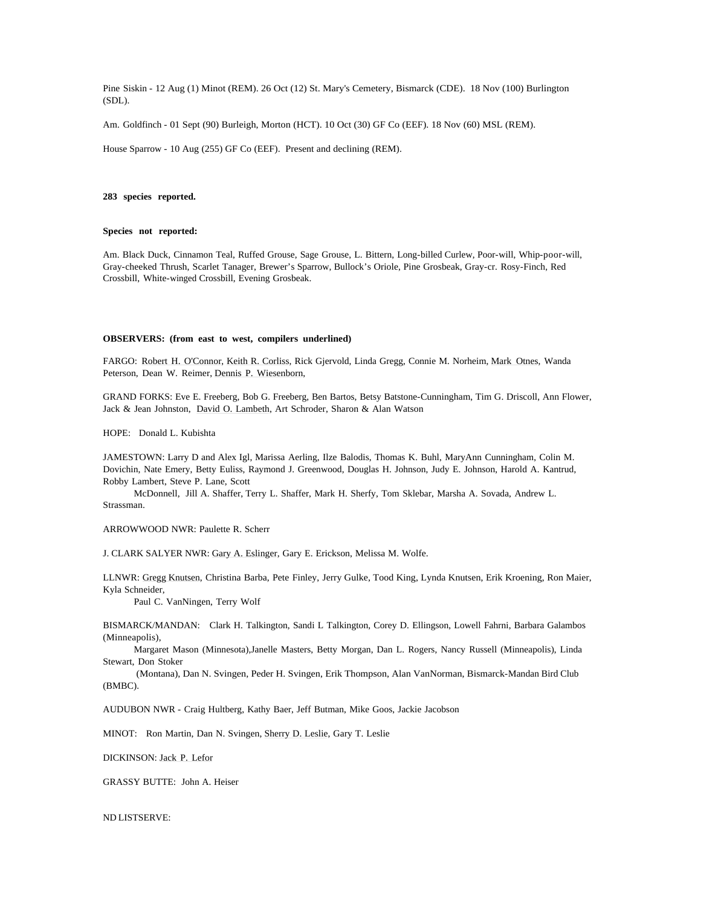Pine Siskin - 12 Aug (1) Minot (REM). 26 Oct (12) St. Mary's Cemetery, Bismarck (CDE). 18 Nov (100) Burlington (SDL).

Am. Goldfinch - 01 Sept (90) Burleigh, Morton (HCT). 10 Oct (30) GF Co (EEF). 18 Nov (60) MSL (REM).

House Sparrow - 10 Aug (255) GF Co (EEF). Present and declining (REM).

**283 species reported.**

**Species not reported:**

Am. Black Duck, Cinnamon Teal, Ruffed Grouse, Sage Grouse, L. Bittern, Long-billed Curlew, Poor-will, Whip-poor-will, Gray-cheeked Thrush, Scarlet Tanager, Brewer's Sparrow, Bullock's Oriole, Pine Grosbeak, Gray-cr. Rosy-Finch, Red Crossbill, White-winged Crossbill, Evening Grosbeak.

**OBSERVERS: (from east to west, compilers underlined)**

FARGO: Robert H. O'Connor, Keith R. Corliss, Rick Gjervold, Linda Gregg, Connie M. Norheim, Mark Otnes, Wanda Peterson, Dean W. Reimer, Dennis P. Wiesenborn,

GRAND FORKS: Eve E. Freeberg, Bob G. Freeberg, Ben Bartos, Betsy Batstone-Cunningham, Tim G. Driscoll, Ann Flower, Jack & Jean Johnston, David O. Lambeth, Art Schroder, Sharon & Alan Watson

HOPE: Donald L. Kubishta

JAMESTOWN: Larry D and Alex Igl, Marissa Aerling, Ilze Balodis, Thomas K. Buhl, MaryAnn Cunningham, Colin M. Dovichin, Nate Emery, Betty Euliss, Raymond J. Greenwood, Douglas H. Johnson, Judy E. Johnson, Harold A. Kantrud, Robby Lambert, Steve P. Lane, Scott McDonnell, Jill A. Shaffer, Terry L. Shaffer, Mark H. Sherfy, Tom Sklebar, Marsha A. Sovada, Andrew L. Strassman.

ARROWWOOD NWR: Paulette R. Scherr

J. CLARK SALYER NWR: Gary A. Eslinger, Gary E. Erickson, Melissa M. Wolfe.

LLNWR: Gregg Knutsen, Christina Barba, Pete Finley, Jerry Gulke, Tood King, Lynda Knutsen, Erik Kroening, Ron Maier, Kyla Schneider, Paul C. VanNingen, Terry Wolf

BISMARCK/MANDAN: Clark H. Talkington, Sandi L Talkington, Corey D. Ellingson, Lowell Fahrni, Barbara Galambos (Minneapolis), Margaret Mason (Minnesota),Janelle Masters, Betty Morgan, Dan L. Rogers, Nancy Russell (Minneapolis), Linda Stewart, Don Stoker (Montana), Dan N. Svingen, Peder H. Svingen, Erik Thompson, Alan VanNorman, Bismarck-Mandan Bird Club (BMBC).

AUDUBON NWR - Craig Hultberg, Kathy Baer, Jeff Butman, Mike Goos, Jackie Jacobson

MINOT: Ron Martin, Dan N. Svingen, Sherry D. Leslie, Gary T. Leslie

DICKINSON: Jack P. Lefor

GRASSY BUTTE: John A. Heiser

ND LISTSERVE: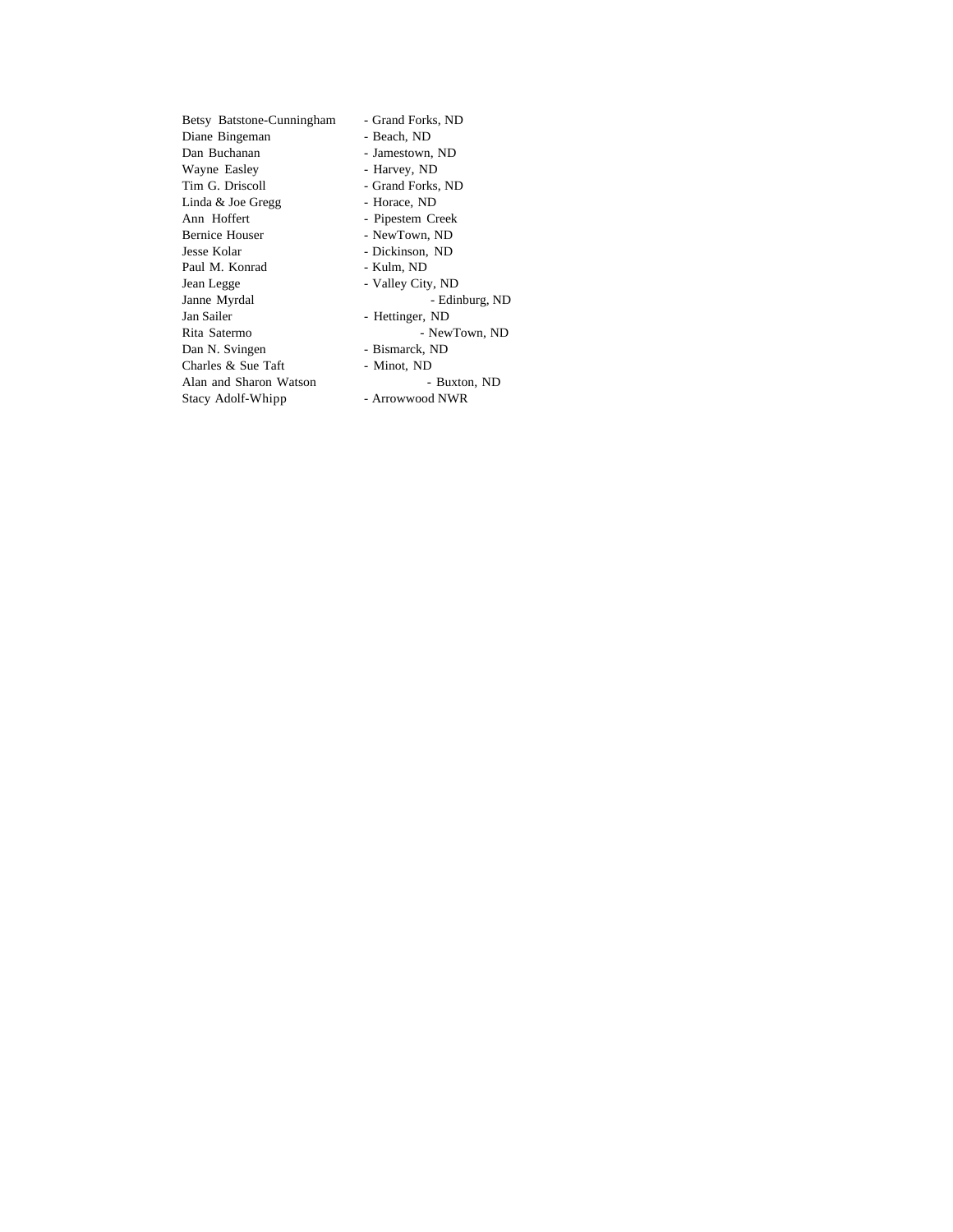| | |
|---|---|
| Betsy Batstone-Cunningham | - Grand Forks, ND |
| Diane Bingeman | - Beach, ND |
| Dan Buchanan | - Jamestown, ND |
| Wayne Easley | - Harvey, ND |
| Tim G. Driscoll | - Grand Forks, ND |
| Linda & Joe Gregg | - Horace, ND |
| Ann Hoffert | - Pipestem Creek |
| Bernice Houser | - NewTown, ND |
| Jesse Kolar | - Dickinson, ND |
| Paul M. Konrad | - Kulm, ND |
| Jean Legge | - Valley City, ND |
| Janne Myrdal | - Edinburg, ND |
| Jan Sailer | - Hettinger, ND |
| Rita Satermo | - NewTown, ND |
| Dan N. Svingen | - Bismarck, ND |
| Charles & Sue Taft | - Minot, ND |
| Alan and Sharon Watson | - Buxton, ND |
| Stacy Adolf-Whipp | - Arrowwood NWR |